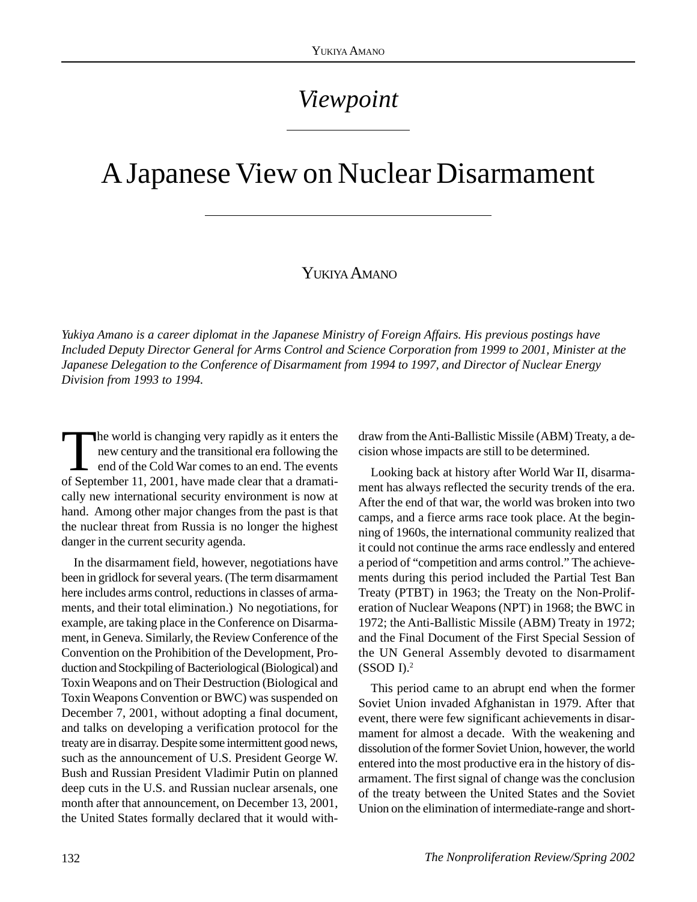*Viewpoint*

# A Japanese View on Nuclear Disarmament

YUKIYA AMANO

*Yukiya Amano is a career diplomat in the Japanese Ministry of Foreign Affairs. His previous postings have Included Deputy Director General for Arms Control and Science Corporation from 1999 to 2001, Minister at the Japanese Delegation to the Conference of Disarmament from 1994 to 1997, and Director of Nuclear Energy Division from 1993 to 1994.*

The world is changing very rapidly as it enters the new century and the transitional era following the end of the Cold War comes to an end. The events of September 11, 2001, have made clear that a dramatically new international security environment is now at hand. Among other major changes from the past is that the nuclear threat from Russia is no longer the highest danger in the current security agenda.

In the disarmament field, however, negotiations have been in gridlock for several years. (The term disarmament here includes arms control, reductions in classes of armaments, and their total elimination.) No negotiations, for example, are taking place in the Conference on Disarmament, in Geneva. Similarly, the Review Conference of the Convention on the Prohibition of the Development, Production and Stockpiling of Bacteriological (Biological) and Toxin Weapons and on Their Destruction (Biological and Toxin Weapons Convention or BWC) was suspended on December 7, 2001, without adopting a final document, and talks on developing a verification protocol for the treaty are in disarray. Despite some intermittent good news, such as the announcement of U.S. President George W. Bush and Russian President Vladimir Putin on planned deep cuts in the U.S. and Russian nuclear arsenals, one month after that announcement, on December 13, 2001, the United States formally declared that it would withdraw from the Anti-Ballistic Missile (ABM) Treaty, a decision whose impacts are still to be determined.

Looking back at history after World War II, disarmament has always reflected the security trends of the era. After the end of that war, the world was broken into two camps, and a fierce arms race took place. At the beginning of 1960s, the international community realized that it could not continue the arms race endlessly and entered a period of "competition and arms control." The achievements during this period included the Partial Test Ban Treaty (PTBT) in 1963; the Treaty on the Non-Proliferation of Nuclear Weapons (NPT) in 1968; the BWC in 1972; the Anti-Ballistic Missile (ABM) Treaty in 1972; and the Final Document of the First Special Session of the UN General Assembly devoted to disarmament (SSOD I).[2]

This period came to an abrupt end when the former Soviet Union invaded Afghanistan in 1979. After that event, there were few significant achievements in disarmament for almost a decade. With the weakening and dissolution of the former Soviet Union, however, the world entered into the most productive era in the history of disarmament. The first signal of change was the conclusion of the treaty between the United States and the Soviet Union on the elimination of intermediate-range and short-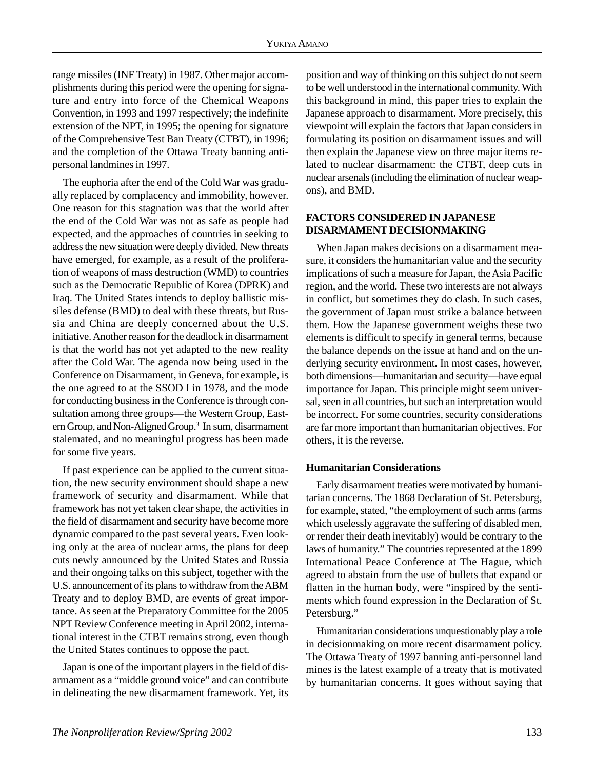range missiles (INF Treaty) in 1987. Other major accomplishments during this period were the opening for signature and entry into force of the Chemical Weapons Convention, in 1993 and 1997 respectively; the indefinite extension of the NPT, in 1995; the opening for signature of the Comprehensive Test Ban Treaty (CTBT), in 1996; and the completion of the Ottawa Treaty banning anti-personnel landmines in 1997.

The euphoria after the end of the Cold War was gradually replaced by complacency and immobility, however. One reason for this stagnation was that the world after the end of the Cold War was not as safe as people had expected, and the approaches of countries in seeking to address the new situation were deeply divided. New threats have emerged, for example, as a result of the proliferation of weapons of mass destruction (WMD) to countries such as the Democratic Republic of Korea (DPRK) and Iraq. The United States intends to deploy ballistic missiles defense (BMD) to deal with these threats, but Russia and China are deeply concerned about the U.S. initiative. Another reason for the deadlock in disarmament is that the world has not yet adapted to the new reality after the Cold War. The agenda now being used in the Conference on Disarmament, in Geneva, for example, is the one agreed to at the SSOD I in 1978, and the mode for conducting business in the Conference is through consultation among three groups—the Western Group, Eastern Group, and Non-Aligned Group.[3] In sum, disarmament stalemated, and no meaningful progress has been made for some five years.

If past experience can be applied to the current situation, the new security environment should shape a new framework of security and disarmament. While that framework has not yet taken clear shape, the activities in the field of disarmament and security have become more dynamic compared to the past several years. Even looking only at the area of nuclear arms, the plans for deep cuts newly announced by the United States and Russia and their ongoing talks on this subject, together with the U.S. announcement of its plans to withdraw from the ABM Treaty and to deploy BMD, are events of great importance. As seen at the Preparatory Committee for the 2005 NPT Review Conference meeting in April 2002, international interest in the CTBT remains strong, even though the United States continues to oppose the pact.

Japan is one of the important players in the field of disarmament as a "middle ground voice" and can contribute in delineating the new disarmament framework. Yet, its position and way of thinking on this subject do not seem to be well understood in the international community. With this background in mind, this paper tries to explain the Japanese approach to disarmament. More precisely, this viewpoint will explain the factors that Japan considers in formulating its position on disarmament issues and will then explain the Japanese view on three major items related to nuclear disarmament: the CTBT, deep cuts in nuclear arsenals (including the elimination of nuclear weapons), and BMD.

## FACTORS CONSIDERED IN JAPANESE DISARMAMENT DECISIONMAKING

When Japan makes decisions on a disarmament measure, it considers the humanitarian value and the security implications of such a measure for Japan, the Asia Pacific region, and the world. These two interests are not always in conflict, but sometimes they do clash. In such cases, the government of Japan must strike a balance between them. How the Japanese government weighs these two elements is difficult to specify in general terms, because the balance depends on the issue at hand and on the underlying security environment. In most cases, however, both dimensions—humanitarian and security—have equal importance for Japan. This principle might seem universal, seen in all countries, but such an interpretation would be incorrect. For some countries, security considerations are far more important than humanitarian objectives. For others, it is the reverse.

### Humanitarian Considerations

Early disarmament treaties were motivated by humanitarian concerns. The 1868 Declaration of St. Petersburg, for example, stated, "the employment of such arms (arms which uselessly aggravate the suffering of disabled men, or render their death inevitably) would be contrary to the laws of humanity." The countries represented at the 1899 International Peace Conference at The Hague, which agreed to abstain from the use of bullets that expand or flatten in the human body, were "inspired by the sentiments which found expression in the Declaration of St. Petersburg."

Humanitarian considerations unquestionably play a role in decisionmaking on more recent disarmament policy. The Ottawa Treaty of 1997 banning anti-personnel land mines is the latest example of a treaty that is motivated by humanitarian concerns. It goes without saying that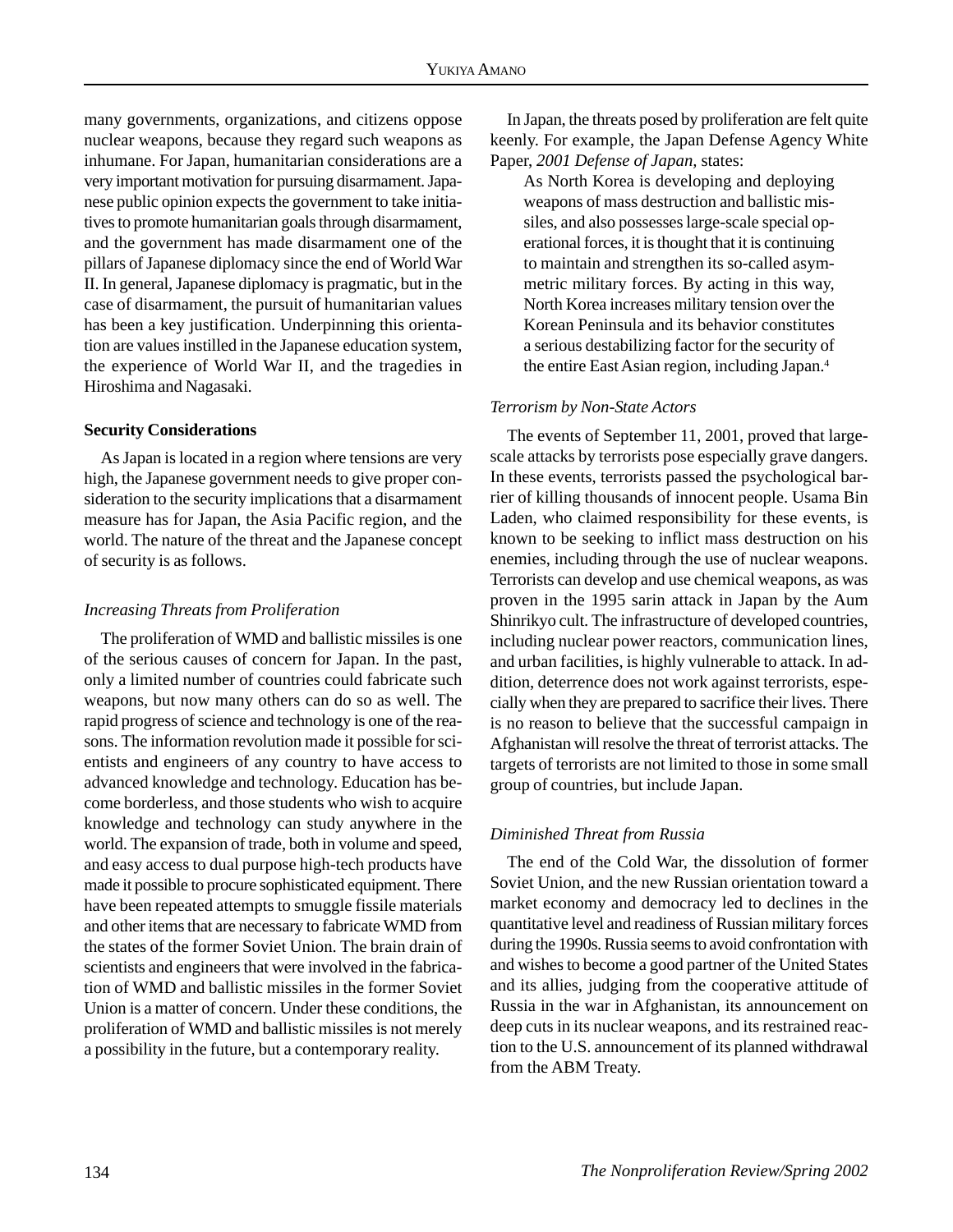many governments, organizations, and citizens oppose nuclear weapons, because they regard such weapons as inhumane. For Japan, humanitarian considerations are a very important motivation for pursuing disarmament. Japanese public opinion expects the government to take initiatives to promote humanitarian goals through disarmament, and the government has made disarmament one of the pillars of Japanese diplomacy since the end of World War II. In general, Japanese diplomacy is pragmatic, but in the case of disarmament, the pursuit of humanitarian values has been a key justification. Underpinning this orientation are values instilled in the Japanese education system, the experience of World War II, and the tragedies in Hiroshima and Nagasaki.

**Security Considerations**

As Japan is located in a region where tensions are very high, the Japanese government needs to give proper consideration to the security implications that a disarmament measure has for Japan, the Asia Pacific region, and the world. The nature of the threat and the Japanese concept of security is as follows.

*Increasing Threats from Proliferation*

The proliferation of WMD and ballistic missiles is one of the serious causes of concern for Japan. In the past, only a limited number of countries could fabricate such weapons, but now many others can do so as well. The rapid progress of science and technology is one of the reasons. The information revolution made it possible for scientists and engineers of any country to have access to advanced knowledge and technology. Education has become borderless, and those students who wish to acquire knowledge and technology can study anywhere in the world. The expansion of trade, both in volume and speed, and easy access to dual purpose high-tech products have made it possible to procure sophisticated equipment. There have been repeated attempts to smuggle fissile materials and other items that are necessary to fabricate WMD from the states of the former Soviet Union. The brain drain of scientists and engineers that were involved in the fabrication of WMD and ballistic missiles in the former Soviet Union is a matter of concern. Under these conditions, the proliferation of WMD and ballistic missiles is not merely a possibility in the future, but a contemporary reality.

In Japan, the threats posed by proliferation are felt quite keenly. For example, the Japan Defense Agency White Paper, *2001 Defense of Japan,* states:

> As North Korea is developing and deploying weapons of mass destruction and ballistic missiles, and also possesses large-scale special operational forces, it is thought that it is continuing to maintain and strengthen its so-called asymmetric military forces. By acting in this way, North Korea increases military tension over the Korean Peninsula and its behavior constitutes a serious destabilizing factor for the security of the entire East Asian region, including Japan.[4]

*Terrorism by Non-State Actors*

The events of September 11, 2001, proved that large-scale attacks by terrorists pose especially grave dangers. In these events, terrorists passed the psychological barrier of killing thousands of innocent people. Usama Bin Laden, who claimed responsibility for these events, is known to be seeking to inflict mass destruction on his enemies, including through the use of nuclear weapons. Terrorists can develop and use chemical weapons, as was proven in the 1995 sarin attack in Japan by the Aum Shinrikyo cult. The infrastructure of developed countries, including nuclear power reactors, communication lines, and urban facilities, is highly vulnerable to attack. In addition, deterrence does not work against terrorists, especially when they are prepared to sacrifice their lives. There is no reason to believe that the successful campaign in Afghanistan will resolve the threat of terrorist attacks. The targets of terrorists are not limited to those in some small group of countries, but include Japan.

*Diminished Threat from Russia*

The end of the Cold War, the dissolution of former Soviet Union, and the new Russian orientation toward a market economy and democracy led to declines in the quantitative level and readiness of Russian military forces during the 1990s. Russia seems to avoid confrontation with and wishes to become a good partner of the United States and its allies, judging from the cooperative attitude of Russia in the war in Afghanistan, its announcement on deep cuts in its nuclear weapons, and its restrained reaction to the U.S. announcement of its planned withdrawal from the ABM Treaty.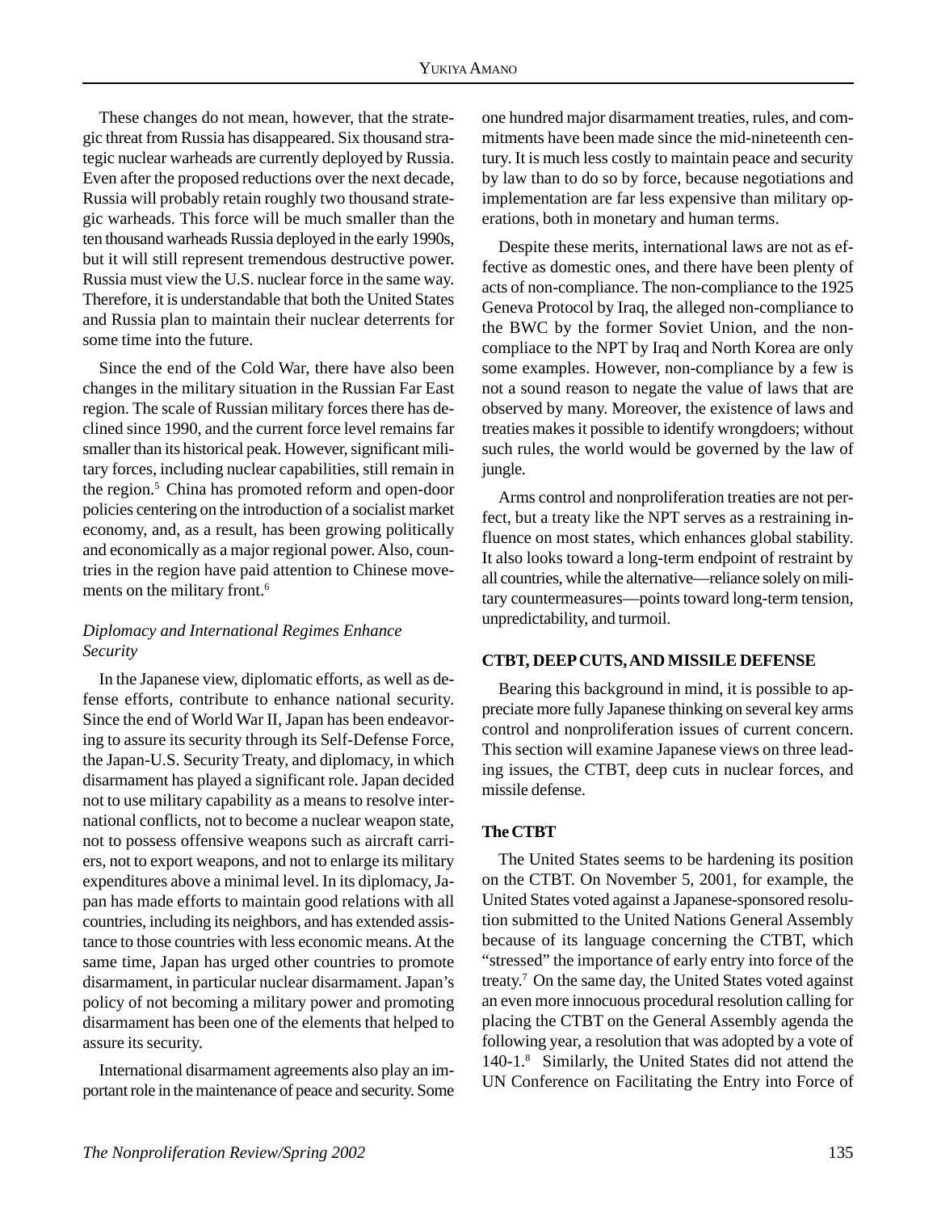These changes do not mean, however, that the strategic threat from Russia has disappeared. Six thousand strategic nuclear warheads are currently deployed by Russia. Even after the proposed reductions over the next decade, Russia will probably retain roughly two thousand strategic warheads. This force will be much smaller than the ten thousand warheads Russia deployed in the early 1990s, but it will still represent tremendous destructive power. Russia must view the U.S. nuclear force in the same way. Therefore, it is understandable that both the United States and Russia plan to maintain their nuclear deterrents for some time into the future.

Since the end of the Cold War, there have also been changes in the military situation in the Russian Far East region. The scale of Russian military forces there has declined since 1990, and the current force level remains far smaller than its historical peak. However, significant military forces, including nuclear capabilities, still remain in the region.[5] China has promoted reform and open-door policies centering on the introduction of a socialist market economy, and, as a result, has been growing politically and economically as a major regional power. Also, countries in the region have paid attention to Chinese movements on the military front.[6]

*Diplomacy and International Regimes Enhance Security*

In the Japanese view, diplomatic efforts, as well as defense efforts, contribute to enhance national security. Since the end of World War II, Japan has been endeavoring to assure its security through its Self-Defense Force, the Japan-U.S. Security Treaty, and diplomacy, in which disarmament has played a significant role. Japan decided not to use military capability as a means to resolve international conflicts, not to become a nuclear weapon state, not to possess offensive weapons such as aircraft carriers, not to export weapons, and not to enlarge its military expenditures above a minimal level. In its diplomacy, Japan has made efforts to maintain good relations with all countries, including its neighbors, and has extended assistance to those countries with less economic means. At the same time, Japan has urged other countries to promote disarmament, in particular nuclear disarmament. Japan's policy of not becoming a military power and promoting disarmament has been one of the elements that helped to assure its security.

International disarmament agreements also play an important role in the maintenance of peace and security. Some one hundred major disarmament treaties, rules, and commitments have been made since the mid-nineteenth century. It is much less costly to maintain peace and security by law than to do so by force, because negotiations and implementation are far less expensive than military operations, both in monetary and human terms.

Despite these merits, international laws are not as effective as domestic ones, and there have been plenty of acts of non-compliance. The non-compliance to the 1925 Geneva Protocol by Iraq, the alleged non-compliance to the BWC by the former Soviet Union, and the non-compliace to the NPT by Iraq and North Korea are only some examples. However, non-compliance by a few is not a sound reason to negate the value of laws that are observed by many. Moreover, the existence of laws and treaties makes it possible to identify wrongdoers; without such rules, the world would be governed by the law of jungle.

Arms control and nonproliferation treaties are not perfect, but a treaty like the NPT serves as a restraining influence on most states, which enhances global stability. It also looks toward a long-term endpoint of restraint by all countries, while the alternative—reliance solely on military countermeasures—points toward long-term tension, unpredictability, and turmoil.

## CTBT, DEEP CUTS, AND MISSILE DEFENSE

Bearing this background in mind, it is possible to appreciate more fully Japanese thinking on several key arms control and nonproliferation issues of current concern. This section will examine Japanese views on three leading issues, the CTBT, deep cuts in nuclear forces, and missile defense.

### The CTBT

The United States seems to be hardening its position on the CTBT. On November 5, 2001, for example, the United States voted against a Japanese-sponsored resolution submitted to the United Nations General Assembly because of its language concerning the CTBT, which "stressed" the importance of early entry into force of the treaty.[7] On the same day, the United States voted against an even more innocuous procedural resolution calling for placing the CTBT on the General Assembly agenda the following year, a resolution that was adopted by a vote of 140-1.[8] Similarly, the United States did not attend the UN Conference on Facilitating the Entry into Force of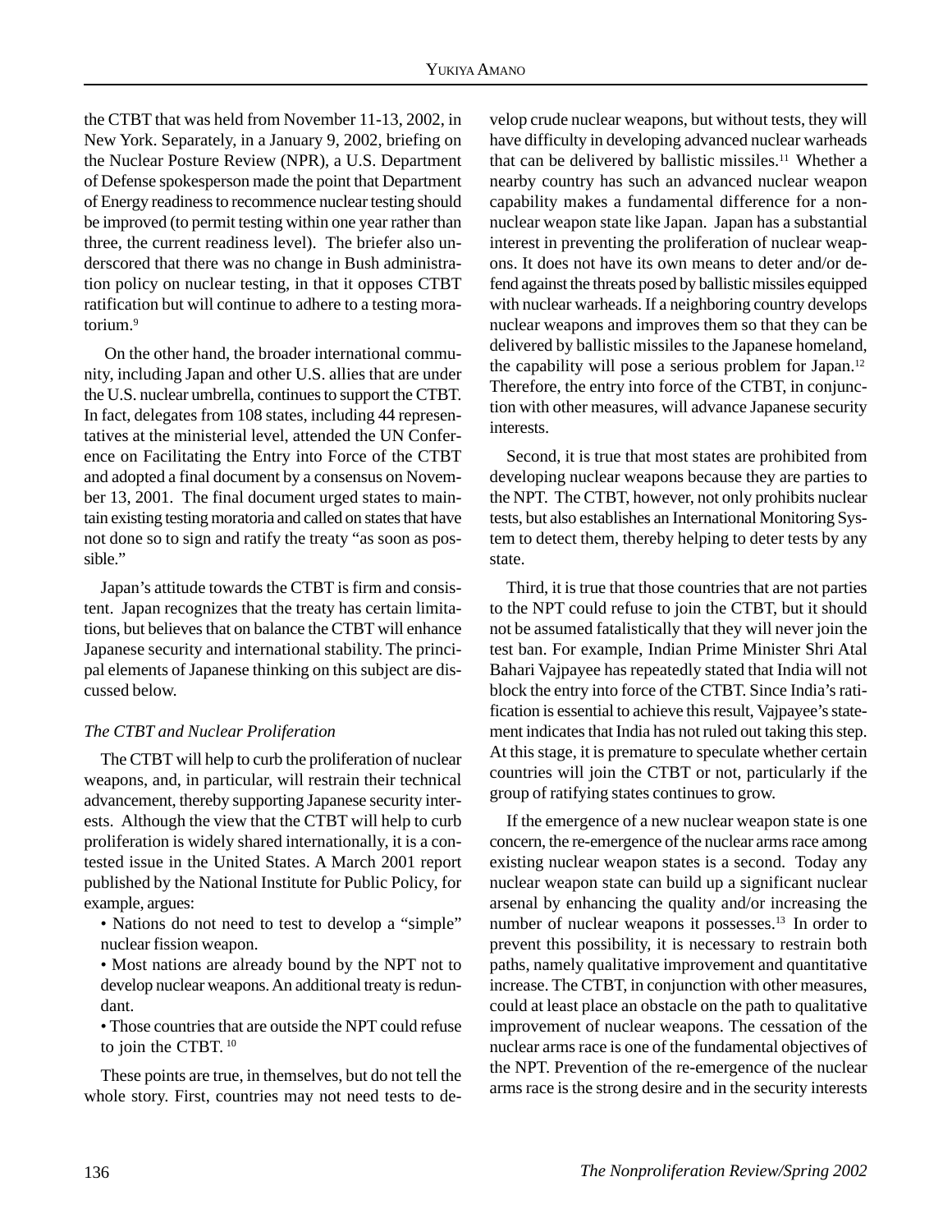the CTBT that was held from November 11-13, 2002, in New York. Separately, in a January 9, 2002, briefing on the Nuclear Posture Review (NPR), a U.S. Department of Defense spokesperson made the point that Department of Energy readiness to recommence nuclear testing should be improved (to permit testing within one year rather than three, the current readiness level). The briefer also underscored that there was no change in Bush administration policy on nuclear testing, in that it opposes CTBT ratification but will continue to adhere to a testing moratorium.[9]

On the other hand, the broader international community, including Japan and other U.S. allies that are under the U.S. nuclear umbrella, continues to support the CTBT. In fact, delegates from 108 states, including 44 representatives at the ministerial level, attended the UN Conference on Facilitating the Entry into Force of the CTBT and adopted a final document by a consensus on November 13, 2001. The final document urged states to maintain existing testing moratoria and called on states that have not done so to sign and ratify the treaty "as soon as possible."

Japan's attitude towards the CTBT is firm and consistent. Japan recognizes that the treaty has certain limitations, but believes that on balance the CTBT will enhance Japanese security and international stability. The principal elements of Japanese thinking on this subject are discussed below.

*The CTBT and Nuclear Proliferation*

The CTBT will help to curb the proliferation of nuclear weapons, and, in particular, will restrain their technical advancement, thereby supporting Japanese security interests. Although the view that the CTBT will help to curb proliferation is widely shared internationally, it is a contested issue in the United States. A March 2001 report published by the National Institute for Public Policy, for example, argues:

- Nations do not need to test to develop a "simple" nuclear fission weapon.
- Most nations are already bound by the NPT not to develop nuclear weapons. An additional treaty is redundant.
- Those countries that are outside the NPT could refuse to join the CTBT.[10]

These points are true, in themselves, but do not tell the whole story. First, countries may not need tests to develop crude nuclear weapons, but without tests, they will have difficulty in developing advanced nuclear warheads that can be delivered by ballistic missiles.[11] Whether a nearby country has such an advanced nuclear weapon capability makes a fundamental difference for a non-nuclear weapon state like Japan. Japan has a substantial interest in preventing the proliferation of nuclear weapons. It does not have its own means to deter and/or defend against the threats posed by ballistic missiles equipped with nuclear warheads. If a neighboring country develops nuclear weapons and improves them so that they can be delivered by ballistic missiles to the Japanese homeland, the capability will pose a serious problem for Japan.[12] Therefore, the entry into force of the CTBT, in conjunction with other measures, will advance Japanese security interests.

Second, it is true that most states are prohibited from developing nuclear weapons because they are parties to the NPT. The CTBT, however, not only prohibits nuclear tests, but also establishes an International Monitoring System to detect them, thereby helping to deter tests by any state.

Third, it is true that those countries that are not parties to the NPT could refuse to join the CTBT, but it should not be assumed fatalistically that they will never join the test ban. For example, Indian Prime Minister Shri Atal Bahari Vajpayee has repeatedly stated that India will not block the entry into force of the CTBT. Since India's ratification is essential to achieve this result, Vajpayee's statement indicates that India has not ruled out taking this step. At this stage, it is premature to speculate whether certain countries will join the CTBT or not, particularly if the group of ratifying states continues to grow.

If the emergence of a new nuclear weapon state is one concern, the re-emergence of the nuclear arms race among existing nuclear weapon states is a second. Today any nuclear weapon state can build up a significant nuclear arsenal by enhancing the quality and/or increasing the number of nuclear weapons it possesses.[13] In order to prevent this possibility, it is necessary to restrain both paths, namely qualitative improvement and quantitative increase. The CTBT, in conjunction with other measures, could at least place an obstacle on the path to qualitative improvement of nuclear weapons. The cessation of the nuclear arms race is one of the fundamental objectives of the NPT. Prevention of the re-emergence of the nuclear arms race is the strong desire and in the security interests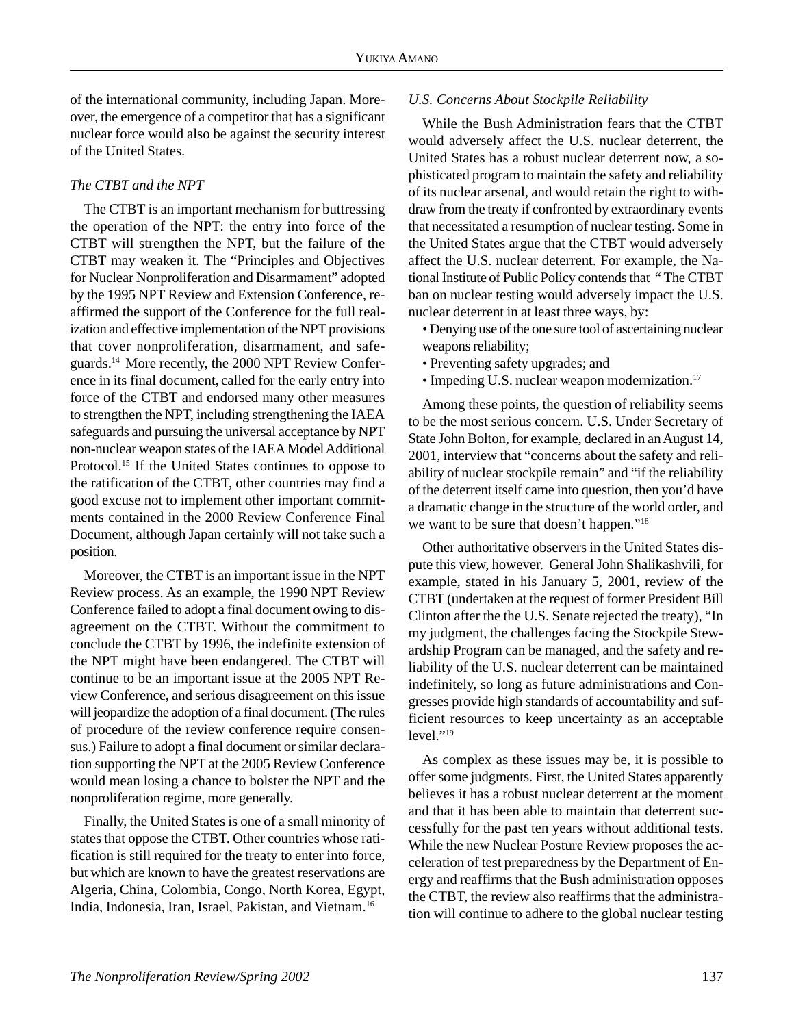of the international community, including Japan. Moreover, the emergence of a competitor that has a significant nuclear force would also be against the security interest of the United States.

### *The CTBT and the NPT*

The CTBT is an important mechanism for buttressing the operation of the NPT: the entry into force of the CTBT will strengthen the NPT, but the failure of the CTBT may weaken it. The "Principles and Objectives for Nuclear Nonproliferation and Disarmament" adopted by the 1995 NPT Review and Extension Conference, reaffirmed the support of the Conference for the full realization and effective implementation of the NPT provisions that cover nonproliferation, disarmament, and safeguards.[14] More recently, the 2000 NPT Review Conference in its final document, called for the early entry into force of the CTBT and endorsed many other measures to strengthen the NPT, including strengthening the IAEA safeguards and pursuing the universal acceptance by NPT non-nuclear weapon states of the IAEA Model Additional Protocol.[15] If the United States continues to oppose to the ratification of the CTBT, other countries may find a good excuse not to implement other important commitments contained in the 2000 Review Conference Final Document, although Japan certainly will not take such a position.

Moreover, the CTBT is an important issue in the NPT Review process. As an example, the 1990 NPT Review Conference failed to adopt a final document owing to disagreement on the CTBT. Without the commitment to conclude the CTBT by 1996, the indefinite extension of the NPT might have been endangered. The CTBT will continue to be an important issue at the 2005 NPT Review Conference, and serious disagreement on this issue will jeopardize the adoption of a final document. (The rules of procedure of the review conference require consensus.) Failure to adopt a final document or similar declaration supporting the NPT at the 2005 Review Conference would mean losing a chance to bolster the NPT and the nonproliferation regime, more generally.

Finally, the United States is one of a small minority of states that oppose the CTBT. Other countries whose ratification is still required for the treaty to enter into force, but which are known to have the greatest reservations are Algeria, China, Colombia, Congo, North Korea, Egypt, India, Indonesia, Iran, Israel, Pakistan, and Vietnam.[16]

### *U.S. Concerns About Stockpile Reliability*

While the Bush Administration fears that the CTBT would adversely affect the U.S. nuclear deterrent, the United States has a robust nuclear deterrent now, a sophisticated program to maintain the safety and reliability of its nuclear arsenal, and would retain the right to withdraw from the treaty if confronted by extraordinary events that necessitated a resumption of nuclear testing. Some in the United States argue that the CTBT would adversely affect the U.S. nuclear deterrent. For example, the National Institute of Public Policy contends that " The CTBT ban on nuclear testing would adversely impact the U.S. nuclear deterrent in at least three ways, by:

- Denying use of the one sure tool of ascertaining nuclear weapons reliability;
- Preventing safety upgrades; and
- Impeding U.S. nuclear weapon modernization.[17]

Among these points, the question of reliability seems to be the most serious concern. U.S. Under Secretary of State John Bolton, for example, declared in an August 14, 2001, interview that "concerns about the safety and reliability of nuclear stockpile remain" and "if the reliability of the deterrent itself came into question, then you'd have a dramatic change in the structure of the world order, and we want to be sure that doesn't happen."[18]

Other authoritative observers in the United States dispute this view, however. General John Shalikashvili, for example, stated in his January 5, 2001, review of the CTBT (undertaken at the request of former President Bill Clinton after the the U.S. Senate rejected the treaty), "In my judgment, the challenges facing the Stockpile Stewardship Program can be managed, and the safety and reliability of the U.S. nuclear deterrent can be maintained indefinitely, so long as future administrations and Congresses provide high standards of accountability and sufficient resources to keep uncertainty as an acceptable level."[19]

As complex as these issues may be, it is possible to offer some judgments. First, the United States apparently believes it has a robust nuclear deterrent at the moment and that it has been able to maintain that deterrent successfully for the past ten years without additional tests. While the new Nuclear Posture Review proposes the acceleration of test preparedness by the Department of Energy and reaffirms that the Bush administration opposes the CTBT, the review also reaffirms that the administration will continue to adhere to the global nuclear testing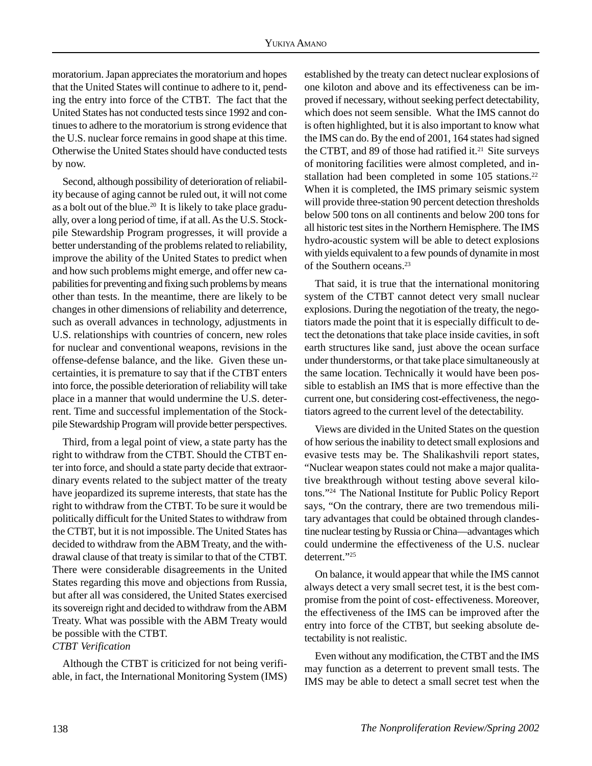moratorium. Japan appreciates the moratorium and hopes that the United States will continue to adhere to it, pending the entry into force of the CTBT. The fact that the United States has not conducted tests since 1992 and continues to adhere to the moratorium is strong evidence that the U.S. nuclear force remains in good shape at this time. Otherwise the United States should have conducted tests by now.

Second, although possibility of deterioration of reliability because of aging cannot be ruled out, it will not come as a bolt out of the blue.[20] It is likely to take place gradually, over a long period of time, if at all. As the U.S. Stockpile Stewardship Program progresses, it will provide a better understanding of the problems related to reliability, improve the ability of the United States to predict when and how such problems might emerge, and offer new capabilities for preventing and fixing such problems by means other than tests. In the meantime, there are likely to be changes in other dimensions of reliability and deterrence, such as overall advances in technology, adjustments in U.S. relationships with countries of concern, new roles for nuclear and conventional weapons, revisions in the offense-defense balance, and the like. Given these uncertainties, it is premature to say that if the CTBT enters into force, the possible deterioration of reliability will take place in a manner that would undermine the U.S. deterrent. Time and successful implementation of the Stockpile Stewardship Program will provide better perspectives.

Third, from a legal point of view, a state party has the right to withdraw from the CTBT. Should the CTBT enter into force, and should a state party decide that extraordinary events related to the subject matter of the treaty have jeopardized its supreme interests, that state has the right to withdraw from the CTBT. To be sure it would be politically difficult for the United States to withdraw from the CTBT, but it is not impossible. The United States has decided to withdraw from the ABM Treaty, and the withdrawal clause of that treaty is similar to that of the CTBT. There were considerable disagreements in the United States regarding this move and objections from Russia, but after all was considered, the United States exercised its sovereign right and decided to withdraw from the ABM Treaty. What was possible with the ABM Treaty would be possible with the CTBT.

*CTBT Verification*

Although the CTBT is criticized for not being verifiable, in fact, the International Monitoring System (IMS) established by the treaty can detect nuclear explosions of one kiloton and above and its effectiveness can be improved if necessary, without seeking perfect detectability, which does not seem sensible. What the IMS cannot do is often highlighted, but it is also important to know what the IMS can do. By the end of 2001, 164 states had signed the CTBT, and 89 of those had ratified it.[21] Site surveys of monitoring facilities were almost completed, and installation had been completed in some 105 stations.[22] When it is completed, the IMS primary seismic system will provide three-station 90 percent detection thresholds below 500 tons on all continents and below 200 tons for all historic test sites in the Northern Hemisphere. The IMS hydro-acoustic system will be able to detect explosions with yields equivalent to a few pounds of dynamite in most of the Southern oceans.[23]

That said, it is true that the international monitoring system of the CTBT cannot detect very small nuclear explosions. During the negotiation of the treaty, the negotiators made the point that it is especially difficult to detect the detonations that take place inside cavities, in soft earth structures like sand, just above the ocean surface under thunderstorms, or that take place simultaneously at the same location. Technically it would have been possible to establish an IMS that is more effective than the current one, but considering cost-effectiveness, the negotiators agreed to the current level of the detectability.

Views are divided in the United States on the question of how serious the inability to detect small explosions and evasive tests may be. The Shalikashvili report states, "Nuclear weapon states could not make a major qualitative breakthrough without testing above several kilotons."[24] The National Institute for Public Policy Report says, "On the contrary, there are two tremendous military advantages that could be obtained through clandestine nuclear testing by Russia or China—advantages which could undermine the effectiveness of the U.S. nuclear deterrent."[25]

On balance, it would appear that while the IMS cannot always detect a very small secret test, it is the best compromise from the point of cost- effectiveness. Moreover, the effectiveness of the IMS can be improved after the entry into force of the CTBT, but seeking absolute detectability is not realistic.

Even without any modification, the CTBT and the IMS may function as a deterrent to prevent small tests. The IMS may be able to detect a small secret test when the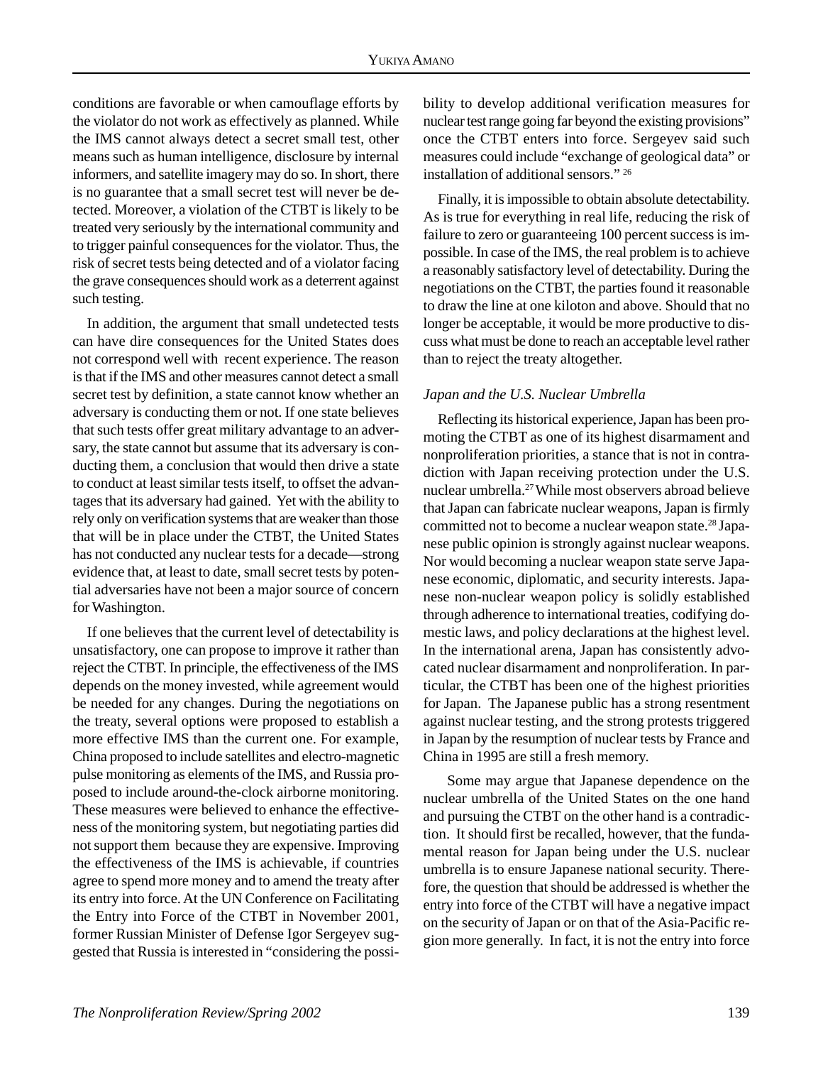conditions are favorable or when camouflage efforts by the violator do not work as effectively as planned. While the IMS cannot always detect a secret small test, other means such as human intelligence, disclosure by internal informers, and satellite imagery may do so. In short, there is no guarantee that a small secret test will never be detected. Moreover, a violation of the CTBT is likely to be treated very seriously by the international community and to trigger painful consequences for the violator. Thus, the risk of secret tests being detected and of a violator facing the grave consequences should work as a deterrent against such testing.

In addition, the argument that small undetected tests can have dire consequences for the United States does not correspond well with recent experience. The reason is that if the IMS and other measures cannot detect a small secret test by definition, a state cannot know whether an adversary is conducting them or not. If one state believes that such tests offer great military advantage to an adversary, the state cannot but assume that its adversary is conducting them, a conclusion that would then drive a state to conduct at least similar tests itself, to offset the advantages that its adversary had gained. Yet with the ability to rely only on verification systems that are weaker than those that will be in place under the CTBT, the United States has not conducted any nuclear tests for a decade—strong evidence that, at least to date, small secret tests by potential adversaries have not been a major source of concern for Washington.

If one believes that the current level of detectability is unsatisfactory, one can propose to improve it rather than reject the CTBT. In principle, the effectiveness of the IMS depends on the money invested, while agreement would be needed for any changes. During the negotiations on the treaty, several options were proposed to establish a more effective IMS than the current one. For example, China proposed to include satellites and electro-magnetic pulse monitoring as elements of the IMS, and Russia proposed to include around-the-clock airborne monitoring. These measures were believed to enhance the effectiveness of the monitoring system, but negotiating parties did not support them because they are expensive. Improving the effectiveness of the IMS is achievable, if countries agree to spend more money and to amend the treaty after its entry into force. At the UN Conference on Facilitating the Entry into Force of the CTBT in November 2001, former Russian Minister of Defense Igor Sergeyev suggested that Russia is interested in "considering the possibility to develop additional verification measures for nuclear test range going far beyond the existing provisions" once the CTBT enters into force. Sergeyev said such measures could include "exchange of geological data" or installation of additional sensors."[26]

Finally, it is impossible to obtain absolute detectability. As is true for everything in real life, reducing the risk of failure to zero or guaranteeing 100 percent success is impossible. In case of the IMS, the real problem is to achieve a reasonably satisfactory level of detectability. During the negotiations on the CTBT, the parties found it reasonable to draw the line at one kiloton and above. Should that no longer be acceptable, it would be more productive to discuss what must be done to reach an acceptable level rather than to reject the treaty altogether.

### *Japan and the U.S. Nuclear Umbrella*

Reflecting its historical experience, Japan has been promoting the CTBT as one of its highest disarmament and nonproliferation priorities, a stance that is not in contradiction with Japan receiving protection under the U.S. nuclear umbrella.[27] While most observers abroad believe that Japan can fabricate nuclear weapons, Japan is firmly committed not to become a nuclear weapon state.[28] Japanese public opinion is strongly against nuclear weapons. Nor would becoming a nuclear weapon state serve Japanese economic, diplomatic, and security interests. Japanese non-nuclear weapon policy is solidly established through adherence to international treaties, codifying domestic laws, and policy declarations at the highest level. In the international arena, Japan has consistently advocated nuclear disarmament and nonproliferation. In particular, the CTBT has been one of the highest priorities for Japan. The Japanese public has a strong resentment against nuclear testing, and the strong protests triggered in Japan by the resumption of nuclear tests by France and China in 1995 are still a fresh memory.

Some may argue that Japanese dependence on the nuclear umbrella of the United States on the one hand and pursuing the CTBT on the other hand is a contradiction. It should first be recalled, however, that the fundamental reason for Japan being under the U.S. nuclear umbrella is to ensure Japanese national security. Therefore, the question that should be addressed is whether the entry into force of the CTBT will have a negative impact on the security of Japan or on that of the Asia-Pacific region more generally. In fact, it is not the entry into force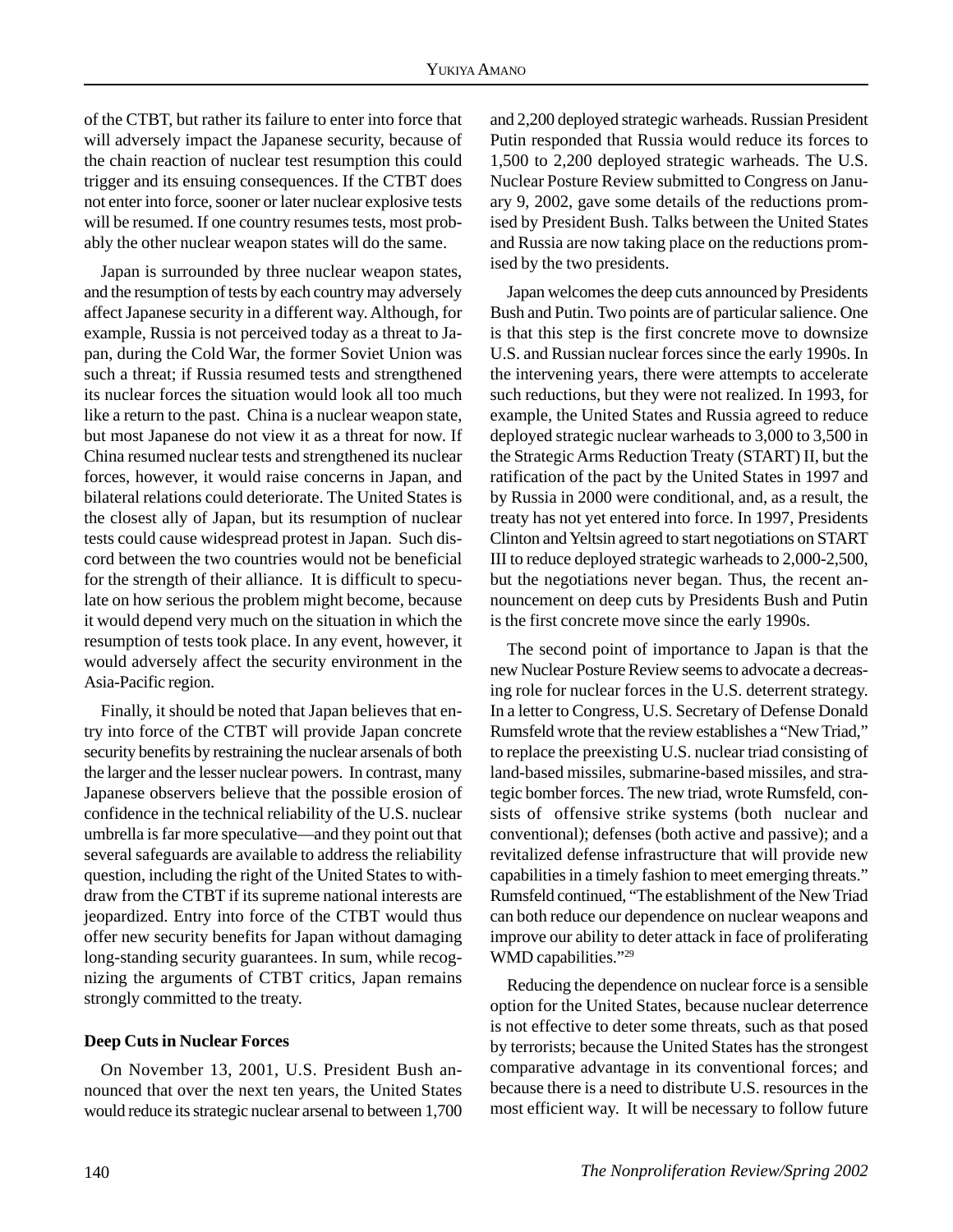of the CTBT, but rather its failure to enter into force that will adversely impact the Japanese security, because of the chain reaction of nuclear test resumption this could trigger and its ensuing consequences. If the CTBT does not enter into force, sooner or later nuclear explosive tests will be resumed. If one country resumes tests, most probably the other nuclear weapon states will do the same.

Japan is surrounded by three nuclear weapon states, and the resumption of tests by each country may adversely affect Japanese security in a different way. Although, for example, Russia is not perceived today as a threat to Japan, during the Cold War, the former Soviet Union was such a threat; if Russia resumed tests and strengthened its nuclear forces the situation would look all too much like a return to the past. China is a nuclear weapon state, but most Japanese do not view it as a threat for now. If China resumed nuclear tests and strengthened its nuclear forces, however, it would raise concerns in Japan, and bilateral relations could deteriorate. The United States is the closest ally of Japan, but its resumption of nuclear tests could cause widespread protest in Japan. Such discord between the two countries would not be beneficial for the strength of their alliance. It is difficult to speculate on how serious the problem might become, because it would depend very much on the situation in which the resumption of tests took place. In any event, however, it would adversely affect the security environment in the Asia-Pacific region.

Finally, it should be noted that Japan believes that entry into force of the CTBT will provide Japan concrete security benefits by restraining the nuclear arsenals of both the larger and the lesser nuclear powers. In contrast, many Japanese observers believe that the possible erosion of confidence in the technical reliability of the U.S. nuclear umbrella is far more speculative—and they point out that several safeguards are available to address the reliability question, including the right of the United States to withdraw from the CTBT if its supreme national interests are jeopardized. Entry into force of the CTBT would thus offer new security benefits for Japan without damaging long-standing security guarantees. In sum, while recognizing the arguments of CTBT critics, Japan remains strongly committed to the treaty.

**Deep Cuts in Nuclear Forces**

On November 13, 2001, U.S. President Bush announced that over the next ten years, the United States would reduce its strategic nuclear arsenal to between 1,700 and 2,200 deployed strategic warheads. Russian President Putin responded that Russia would reduce its forces to 1,500 to 2,200 deployed strategic warheads. The U.S. Nuclear Posture Review submitted to Congress on January 9, 2002, gave some details of the reductions promised by President Bush. Talks between the United States and Russia are now taking place on the reductions promised by the two presidents.

Japan welcomes the deep cuts announced by Presidents Bush and Putin. Two points are of particular salience. One is that this step is the first concrete move to downsize U.S. and Russian nuclear forces since the early 1990s. In the intervening years, there were attempts to accelerate such reductions, but they were not realized. In 1993, for example, the United States and Russia agreed to reduce deployed strategic nuclear warheads to 3,000 to 3,500 in the Strategic Arms Reduction Treaty (START) II, but the ratification of the pact by the United States in 1997 and by Russia in 2000 were conditional, and, as a result, the treaty has not yet entered into force. In 1997, Presidents Clinton and Yeltsin agreed to start negotiations on START III to reduce deployed strategic warheads to 2,000-2,500, but the negotiations never began. Thus, the recent announcement on deep cuts by Presidents Bush and Putin is the first concrete move since the early 1990s.

The second point of importance to Japan is that the new Nuclear Posture Review seems to advocate a decreasing role for nuclear forces in the U.S. deterrent strategy. In a letter to Congress, U.S. Secretary of Defense Donald Rumsfeld wrote that the review establishes a "New Triad," to replace the preexisting U.S. nuclear triad consisting of land-based missiles, submarine-based missiles, and strategic bomber forces. The new triad, wrote Rumsfeld, consists of offensive strike systems (both nuclear and conventional); defenses (both active and passive); and a revitalized defense infrastructure that will provide new capabilities in a timely fashion to meet emerging threats." Rumsfeld continued, "The establishment of the New Triad can both reduce our dependence on nuclear weapons and improve our ability to deter attack in face of proliferating WMD capabilities."[29]

Reducing the dependence on nuclear force is a sensible option for the United States, because nuclear deterrence is not effective to deter some threats, such as that posed by terrorists; because the United States has the strongest comparative advantage in its conventional forces; and because there is a need to distribute U.S. resources in the most efficient way. It will be necessary to follow future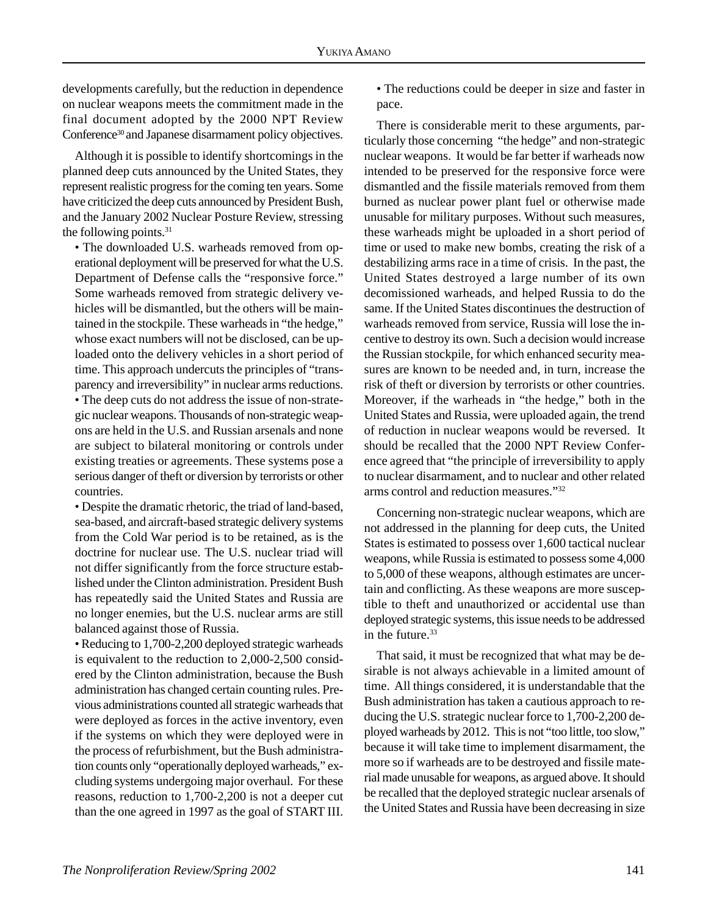developments carefully, but the reduction in dependence on nuclear weapons meets the commitment made in the final document adopted by the 2000 NPT Review Conference[30] and Japanese disarmament policy objectives.

Although it is possible to identify shortcomings in the planned deep cuts announced by the United States, they represent realistic progress for the coming ten years. Some have criticized the deep cuts announced by President Bush, and the January 2002 Nuclear Posture Review, stressing the following points.[31]

- The downloaded U.S. warheads removed from operational deployment will be preserved for what the U.S. Department of Defense calls the "responsive force." Some warheads removed from strategic delivery vehicles will be dismantled, but the others will be maintained in the stockpile. These warheads in "the hedge," whose exact numbers will not be disclosed, can be uploaded onto the delivery vehicles in a short period of time. This approach undercuts the principles of "transparency and irreversibility" in nuclear arms reductions.
- The deep cuts do not address the issue of non-strategic nuclear weapons. Thousands of non-strategic weapons are held in the U.S. and Russian arsenals and none are subject to bilateral monitoring or controls under existing treaties or agreements. These systems pose a serious danger of theft or diversion by terrorists or other countries.
- Despite the dramatic rhetoric, the triad of land-based, sea-based, and aircraft-based strategic delivery systems from the Cold War period is to be retained, as is the doctrine for nuclear use. The U.S. nuclear triad will not differ significantly from the force structure established under the Clinton administration. President Bush has repeatedly said the United States and Russia are no longer enemies, but the U.S. nuclear arms are still balanced against those of Russia.
- Reducing to 1,700-2,200 deployed strategic warheads is equivalent to the reduction to 2,000-2,500 considered by the Clinton administration, because the Bush administration has changed certain counting rules. Previous administrations counted all strategic warheads that were deployed as forces in the active inventory, even if the systems on which they were deployed were in the process of refurbishment, but the Bush administration counts only "operationally deployed warheads," excluding systems undergoing major overhaul. For these reasons, reduction to 1,700-2,200 is not a deeper cut than the one agreed in 1997 as the goal of START III.
- The reductions could be deeper in size and faster in pace.

There is considerable merit to these arguments, particularly those concerning "the hedge" and non-strategic nuclear weapons. It would be far better if warheads now intended to be preserved for the responsive force were dismantled and the fissile materials removed from them burned as nuclear power plant fuel or otherwise made unusable for military purposes. Without such measures, these warheads might be uploaded in a short period of time or used to make new bombs, creating the risk of a destabilizing arms race in a time of crisis. In the past, the United States destroyed a large number of its own decomissioned warheads, and helped Russia to do the same. If the United States discontinues the destruction of warheads removed from service, Russia will lose the incentive to destroy its own. Such a decision would increase the Russian stockpile, for which enhanced security measures are known to be needed and, in turn, increase the risk of theft or diversion by terrorists or other countries. Moreover, if the warheads in "the hedge," both in the United States and Russia, were uploaded again, the trend of reduction in nuclear weapons would be reversed. It should be recalled that the 2000 NPT Review Conference agreed that "the principle of irreversibility to apply to nuclear disarmament, and to nuclear and other related arms control and reduction measures."[32]

Concerning non-strategic nuclear weapons, which are not addressed in the planning for deep cuts, the United States is estimated to possess over 1,600 tactical nuclear weapons, while Russia is estimated to possess some 4,000 to 5,000 of these weapons, although estimates are uncertain and conflicting. As these weapons are more susceptible to theft and unauthorized or accidental use than deployed strategic systems, this issue needs to be addressed in the future.[33]

That said, it must be recognized that what may be desirable is not always achievable in a limited amount of time. All things considered, it is understandable that the Bush administration has taken a cautious approach to reducing the U.S. strategic nuclear force to 1,700-2,200 deployed warheads by 2012. This is not "too little, too slow," because it will take time to implement disarmament, the more so if warheads are to be destroyed and fissile material made unusable for weapons, as argued above. It should be recalled that the deployed strategic nuclear arsenals of the United States and Russia have been decreasing in size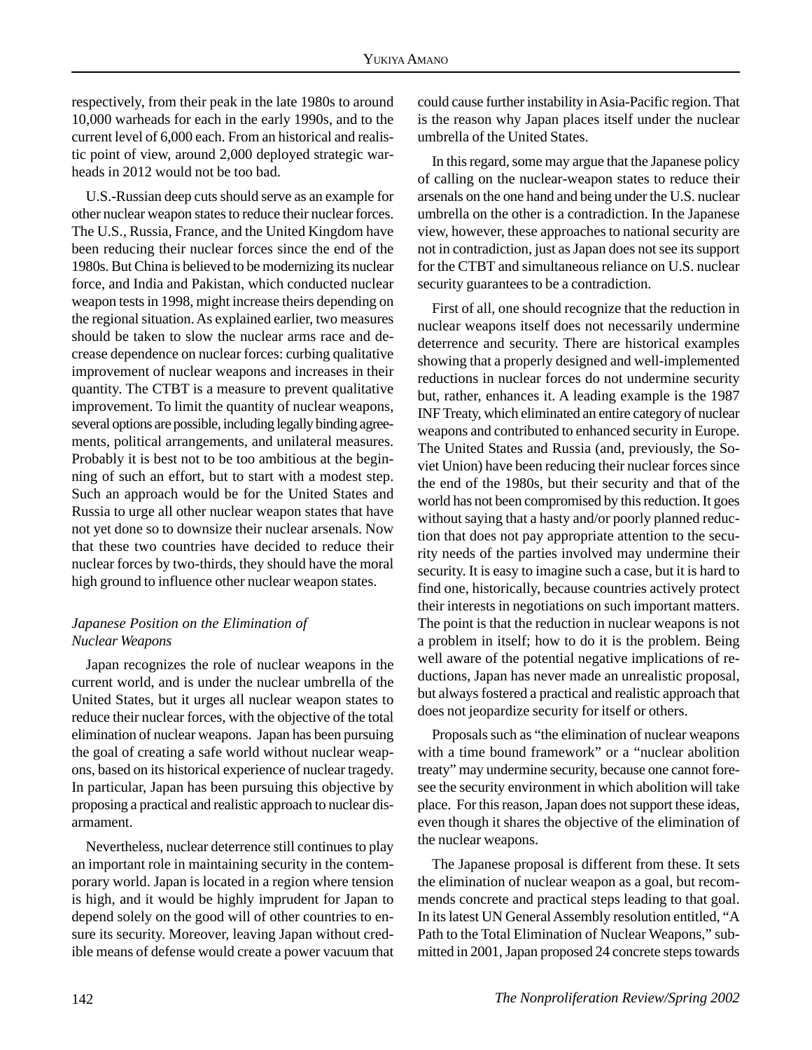respectively, from their peak in the late 1980s to around 10,000 warheads for each in the early 1990s, and to the current level of 6,000 each. From an historical and realistic point of view, around 2,000 deployed strategic warheads in 2012 would not be too bad.

U.S.-Russian deep cuts should serve as an example for other nuclear weapon states to reduce their nuclear forces. The U.S., Russia, France, and the United Kingdom have been reducing their nuclear forces since the end of the 1980s. But China is believed to be modernizing its nuclear force, and India and Pakistan, which conducted nuclear weapon tests in 1998, might increase theirs depending on the regional situation. As explained earlier, two measures should be taken to slow the nuclear arms race and decrease dependence on nuclear forces: curbing qualitative improvement of nuclear weapons and increases in their quantity. The CTBT is a measure to prevent qualitative improvement. To limit the quantity of nuclear weapons, several options are possible, including legally binding agreements, political arrangements, and unilateral measures. Probably it is best not to be too ambitious at the beginning of such an effort, but to start with a modest step. Such an approach would be for the United States and Russia to urge all other nuclear weapon states that have not yet done so to downsize their nuclear arsenals. Now that these two countries have decided to reduce their nuclear forces by two-thirds, they should have the moral high ground to influence other nuclear weapon states.

### *Japanese Position on the Elimination of Nuclear Weapons*

Japan recognizes the role of nuclear weapons in the current world, and is under the nuclear umbrella of the United States, but it urges all nuclear weapon states to reduce their nuclear forces, with the objective of the total elimination of nuclear weapons. Japan has been pursuing the goal of creating a safe world without nuclear weapons, based on its historical experience of nuclear tragedy. In particular, Japan has been pursuing this objective by proposing a practical and realistic approach to nuclear disarmament.

Nevertheless, nuclear deterrence still continues to play an important role in maintaining security in the contemporary world. Japan is located in a region where tension is high, and it would be highly imprudent for Japan to depend solely on the good will of other countries to ensure its security. Moreover, leaving Japan without credible means of defense would create a power vacuum that could cause further instability in Asia-Pacific region. That is the reason why Japan places itself under the nuclear umbrella of the United States.

In this regard, some may argue that the Japanese policy of calling on the nuclear-weapon states to reduce their arsenals on the one hand and being under the U.S. nuclear umbrella on the other is a contradiction. In the Japanese view, however, these approaches to national security are not in contradiction, just as Japan does not see its support for the CTBT and simultaneous reliance on U.S. nuclear security guarantees to be a contradiction.

First of all, one should recognize that the reduction in nuclear weapons itself does not necessarily undermine deterrence and security. There are historical examples showing that a properly designed and well-implemented reductions in nuclear forces do not undermine security but, rather, enhances it. A leading example is the 1987 INF Treaty, which eliminated an entire category of nuclear weapons and contributed to enhanced security in Europe. The United States and Russia (and, previously, the Soviet Union) have been reducing their nuclear forces since the end of the 1980s, but their security and that of the world has not been compromised by this reduction. It goes without saying that a hasty and/or poorly planned reduction that does not pay appropriate attention to the security needs of the parties involved may undermine their security. It is easy to imagine such a case, but it is hard to find one, historically, because countries actively protect their interests in negotiations on such important matters. The point is that the reduction in nuclear weapons is not a problem in itself; how to do it is the problem. Being well aware of the potential negative implications of reductions, Japan has never made an unrealistic proposal, but always fostered a practical and realistic approach that does not jeopardize security for itself or others.

Proposals such as "the elimination of nuclear weapons with a time bound framework" or a "nuclear abolition treaty" may undermine security, because one cannot foresee the security environment in which abolition will take place. For this reason, Japan does not support these ideas, even though it shares the objective of the elimination of the nuclear weapons.

The Japanese proposal is different from these. It sets the elimination of nuclear weapon as a goal, but recommends concrete and practical steps leading to that goal. In its latest UN General Assembly resolution entitled, "A Path to the Total Elimination of Nuclear Weapons," submitted in 2001, Japan proposed 24 concrete steps towards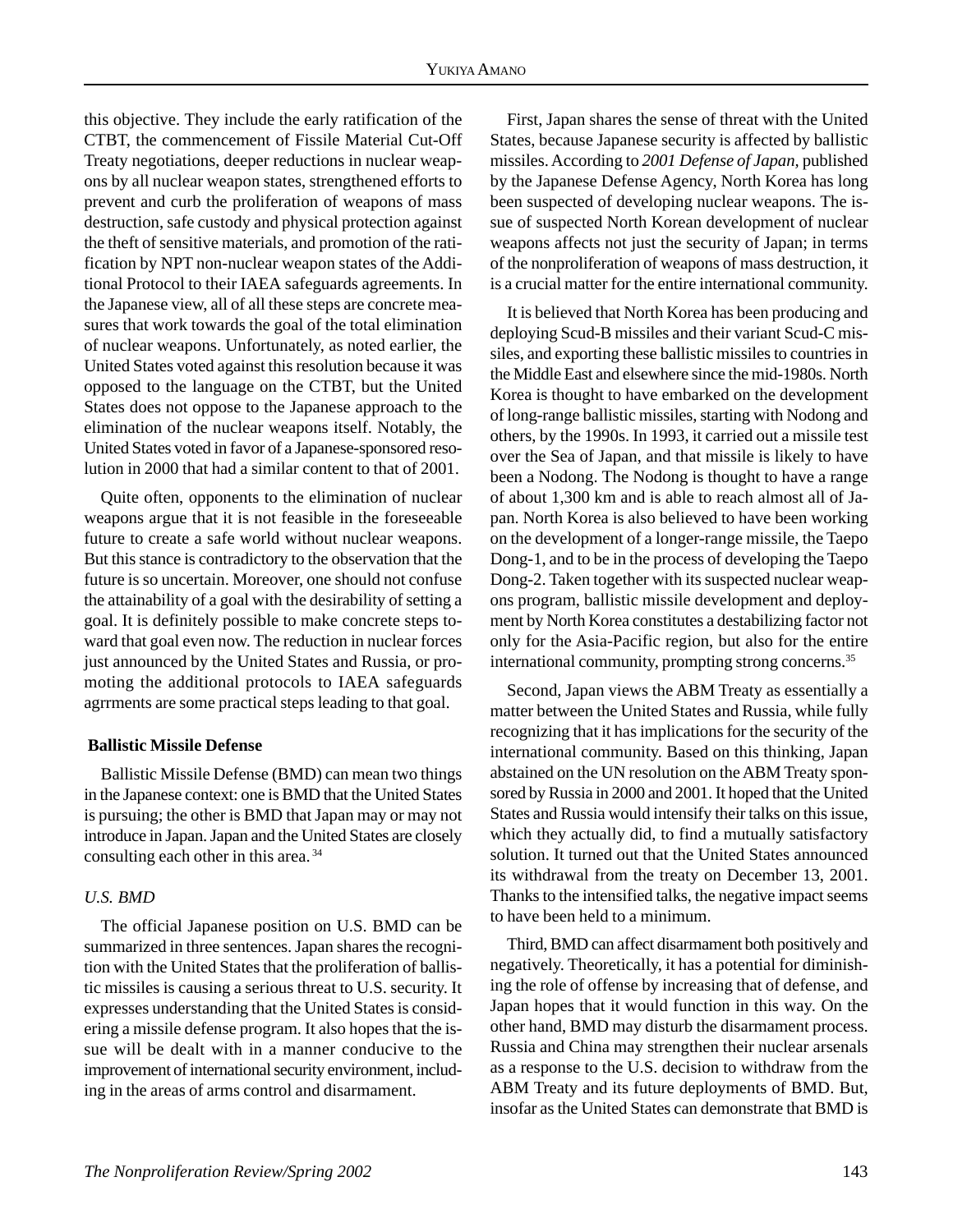this objective. They include the early ratification of the CTBT, the commencement of Fissile Material Cut-Off Treaty negotiations, deeper reductions in nuclear weapons by all nuclear weapon states, strengthened efforts to prevent and curb the proliferation of weapons of mass destruction, safe custody and physical protection against the theft of sensitive materials, and promotion of the ratification by NPT non-nuclear weapon states of the Additional Protocol to their IAEA safeguards agreements. In the Japanese view, all of all these steps are concrete measures that work towards the goal of the total elimination of nuclear weapons. Unfortunately, as noted earlier, the United States voted against this resolution because it was opposed to the language on the CTBT, but the United States does not oppose to the Japanese approach to the elimination of the nuclear weapons itself. Notably, the United States voted in favor of a Japanese-sponsored resolution in 2000 that had a similar content to that of 2001.

Quite often, opponents to the elimination of nuclear weapons argue that it is not feasible in the foreseeable future to create a safe world without nuclear weapons. But this stance is contradictory to the observation that the future is so uncertain. Moreover, one should not confuse the attainability of a goal with the desirability of setting a goal. It is definitely possible to make concrete steps toward that goal even now. The reduction in nuclear forces just announced by the United States and Russia, or promoting the additional protocols to IAEA safeguards agrrments are some practical steps leading to that goal.

### Ballistic Missile Defense

Ballistic Missile Defense (BMD) can mean two things in the Japanese context: one is BMD that the United States is pursuing; the other is BMD that Japan may or may not introduce in Japan. Japan and the United States are closely consulting each other in this area.[34]

#### *U.S. BMD*

The official Japanese position on U.S. BMD can be summarized in three sentences. Japan shares the recognition with the United States that the proliferation of ballistic missiles is causing a serious threat to U.S. security. It expresses understanding that the United States is considering a missile defense program. It also hopes that the issue will be dealt with in a manner conducive to the improvement of international security environment, including in the areas of arms control and disarmament.

First, Japan shares the sense of threat with the United States, because Japanese security is affected by ballistic missiles. According to *2001 Defense of Japan*, published by the Japanese Defense Agency, North Korea has long been suspected of developing nuclear weapons. The issue of suspected North Korean development of nuclear weapons affects not just the security of Japan; in terms of the nonproliferation of weapons of mass destruction, it is a crucial matter for the entire international community.

It is believed that North Korea has been producing and deploying Scud-B missiles and their variant Scud-C missiles, and exporting these ballistic missiles to countries in the Middle East and elsewhere since the mid-1980s. North Korea is thought to have embarked on the development of long-range ballistic missiles, starting with Nodong and others, by the 1990s. In 1993, it carried out a missile test over the Sea of Japan, and that missile is likely to have been a Nodong. The Nodong is thought to have a range of about 1,300 km and is able to reach almost all of Japan. North Korea is also believed to have been working on the development of a longer-range missile, the Taepo Dong-1, and to be in the process of developing the Taepo Dong-2. Taken together with its suspected nuclear weapons program, ballistic missile development and deployment by North Korea constitutes a destabilizing factor not only for the Asia-Pacific region, but also for the entire international community, prompting strong concerns.[35]

Second, Japan views the ABM Treaty as essentially a matter between the United States and Russia, while fully recognizing that it has implications for the security of the international community. Based on this thinking, Japan abstained on the UN resolution on the ABM Treaty sponsored by Russia in 2000 and 2001. It hoped that the United States and Russia would intensify their talks on this issue, which they actually did, to find a mutually satisfactory solution. It turned out that the United States announced its withdrawal from the treaty on December 13, 2001. Thanks to the intensified talks, the negative impact seems to have been held to a minimum.

Third, BMD can affect disarmament both positively and negatively. Theoretically, it has a potential for diminishing the role of offense by increasing that of defense, and Japan hopes that it would function in this way. On the other hand, BMD may disturb the disarmament process. Russia and China may strengthen their nuclear arsenals as a response to the U.S. decision to withdraw from the ABM Treaty and its future deployments of BMD. But, insofar as the United States can demonstrate that BMD is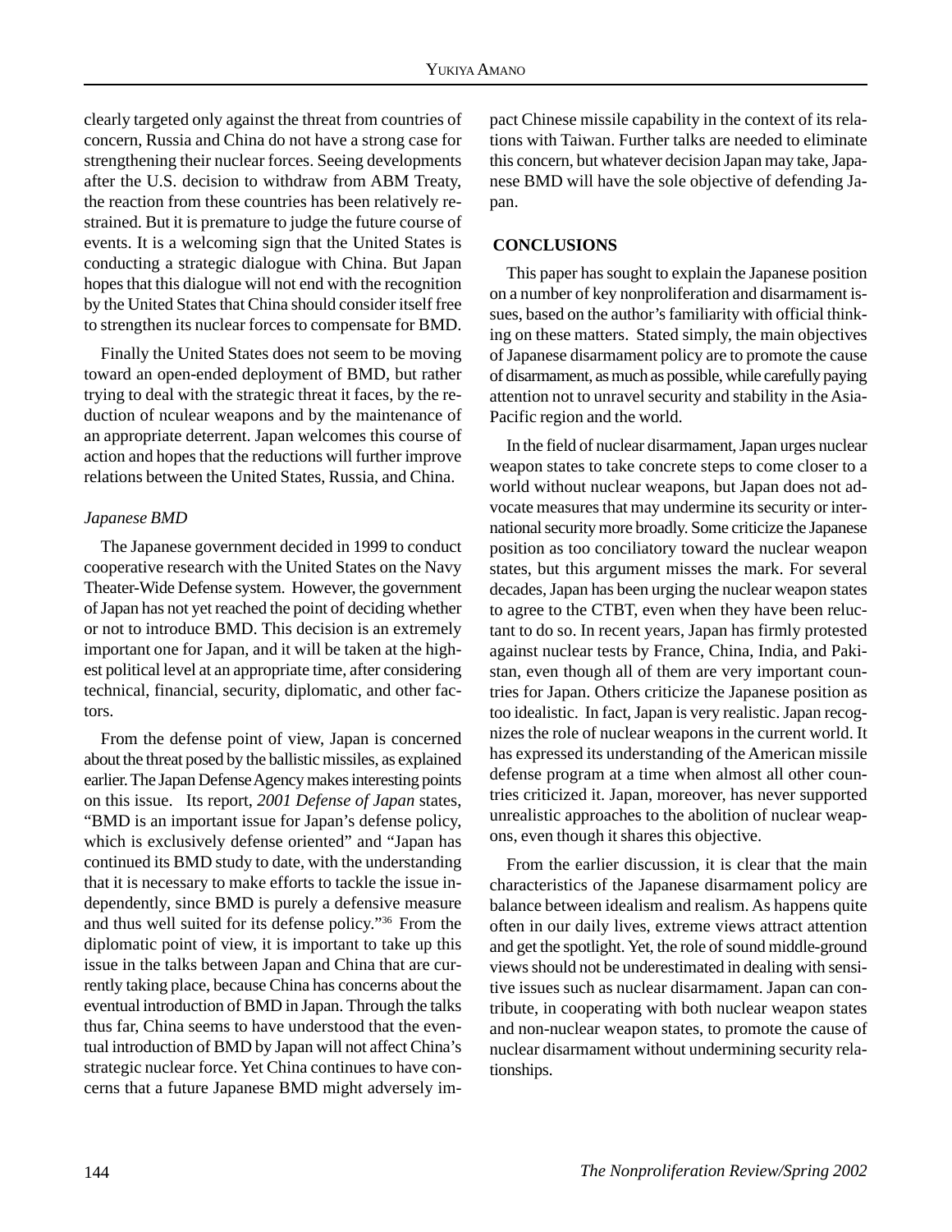clearly targeted only against the threat from countries of concern, Russia and China do not have a strong case for strengthening their nuclear forces. Seeing developments after the U.S. decision to withdraw from ABM Treaty, the reaction from these countries has been relatively restrained. But it is premature to judge the future course of events. It is a welcoming sign that the United States is conducting a strategic dialogue with China. But Japan hopes that this dialogue will not end with the recognition by the United States that China should consider itself free to strengthen its nuclear forces to compensate for BMD.

Finally the United States does not seem to be moving toward an open-ended deployment of BMD, but rather trying to deal with the strategic threat it faces, by the reduction of nculear weapons and by the maintenance of an appropriate deterrent. Japan welcomes this course of action and hopes that the reductions will further improve relations between the United States, Russia, and China.

### *Japanese BMD*

The Japanese government decided in 1999 to conduct cooperative research with the United States on the Navy Theater-Wide Defense system. However, the government of Japan has not yet reached the point of deciding whether or not to introduce BMD. This decision is an extremely important one for Japan, and it will be taken at the highest political level at an appropriate time, after considering technical, financial, security, diplomatic, and other factors.

From the defense point of view, Japan is concerned about the threat posed by the ballistic missiles, as explained earlier. The Japan Defense Agency makes interesting points on this issue. Its report, *2001 Defense of Japan* states, "BMD is an important issue for Japan's defense policy, which is exclusively defense oriented" and "Japan has continued its BMD study to date, with the understanding that it is necessary to make efforts to tackle the issue independently, since BMD is purely a defensive measure and thus well suited for its defense policy."[36] From the diplomatic point of view, it is important to take up this issue in the talks between Japan and China that are currently taking place, because China has concerns about the eventual introduction of BMD in Japan. Through the talks thus far, China seems to have understood that the eventual introduction of BMD by Japan will not affect China's strategic nuclear force. Yet China continues to have concerns that a future Japanese BMD might adversely impact Chinese missile capability in the context of its relations with Taiwan. Further talks are needed to eliminate this concern, but whatever decision Japan may take, Japanese BMD will have the sole objective of defending Japan.

## CONCLUSIONS

This paper has sought to explain the Japanese position on a number of key nonproliferation and disarmament issues, based on the author's familiarity with official thinking on these matters. Stated simply, the main objectives of Japanese disarmament policy are to promote the cause of disarmament, as much as possible, while carefully paying attention not to unravel security and stability in the Asia-Pacific region and the world.

In the field of nuclear disarmament, Japan urges nuclear weapon states to take concrete steps to come closer to a world without nuclear weapons, but Japan does not advocate measures that may undermine its security or international security more broadly. Some criticize the Japanese position as too conciliatory toward the nuclear weapon states, but this argument misses the mark. For several decades, Japan has been urging the nuclear weapon states to agree to the CTBT, even when they have been reluctant to do so. In recent years, Japan has firmly protested against nuclear tests by France, China, India, and Pakistan, even though all of them are very important countries for Japan. Others criticize the Japanese position as too idealistic. In fact, Japan is very realistic. Japan recognizes the role of nuclear weapons in the current world. It has expressed its understanding of the American missile defense program at a time when almost all other countries criticized it. Japan, moreover, has never supported unrealistic approaches to the abolition of nuclear weapons, even though it shares this objective.

From the earlier discussion, it is clear that the main characteristics of the Japanese disarmament policy are balance between idealism and realism. As happens quite often in our daily lives, extreme views attract attention and get the spotlight. Yet, the role of sound middle-ground views should not be underestimated in dealing with sensitive issues such as nuclear disarmament. Japan can contribute, in cooperating with both nuclear weapon states and non-nuclear weapon states, to promote the cause of nuclear disarmament without undermining security relationships.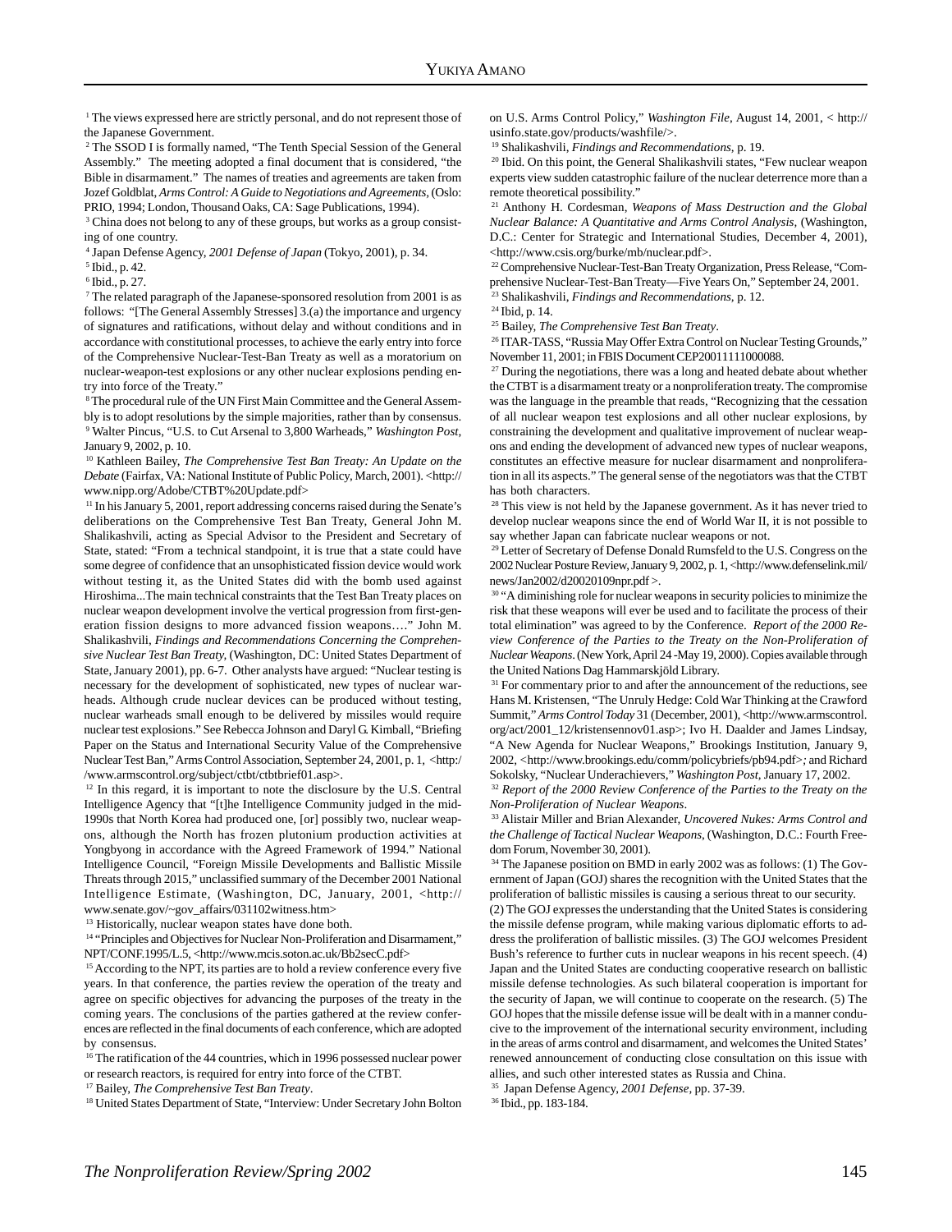[1] The views expressed here are strictly personal, and do not represent those of the Japanese Government.

[2] The SSOD I is formally named, "The Tenth Special Session of the General Assembly." The meeting adopted a final document that is considered, "the Bible in disarmament." The names of treaties and agreements are taken from Jozef Goldblat, *Arms Control: A Guide to Negotiations and Agreements*, (Oslo: PRIO, 1994; London, Thousand Oaks, CA: Sage Publications, 1994).

[3] China does not belong to any of these groups, but works as a group consisting of one country.

[4] Japan Defense Agency, *2001 Defense of Japan* (Tokyo, 2001), p. 34.

[5] Ibid., p. 42.

[6] Ibid., p. 27.

[7] The related paragraph of the Japanese-sponsored resolution from 2001 is as follows: "[The General Assembly Stresses] 3.(a) the importance and urgency of signatures and ratifications, without delay and without conditions and in accordance with constitutional processes, to achieve the early entry into force of the Comprehensive Nuclear-Test-Ban Treaty as well as a moratorium on nuclear-weapon-test explosions or any other nuclear explosions pending entry into force of the Treaty."

[8] The procedural rule of the UN First Main Committee and the General Assembly is to adopt resolutions by the simple majorities, rather than by consensus.

[9] Walter Pincus, "U.S. to Cut Arsenal to 3,800 Warheads," *Washington Post*, January 9, 2002, p. 10.

[10] Kathleen Bailey, *The Comprehensive Test Ban Treaty: An Update on the Debate* (Fairfax, VA: National Institute of Public Policy, March, 2001). <http://www.nipp.org/Adobe/CTBT%20Update.pdf>

[11] In his January 5, 2001, report addressing concerns raised during the Senate's deliberations on the Comprehensive Test Ban Treaty, General John M. Shalikashvili, acting as Special Advisor to the President and Secretary of State, stated: "From a technical standpoint, it is true that a state could have some degree of confidence that an unsophisticated fission device would work without testing it, as the United States did with the bomb used against Hiroshima...The main technical constraints that the Test Ban Treaty places on nuclear weapon development involve the vertical progression from first-generation fission designs to more advanced fission weapons…." John M. Shalikashvili, *Findings and Recommendations Concerning the Comprehensive Nuclear Test Ban Treaty*, (Washington, DC: United States Department of State, January 2001), pp. 6-7. Other analysts have argued: "Nuclear testing is necessary for the development of sophisticated, new types of nuclear warheads. Although crude nuclear devices can be produced without testing, nuclear warheads small enough to be delivered by missiles would require nuclear test explosions." See Rebecca Johnson and Daryl G. Kimball, "Briefing Paper on the Status and International Security Value of the Comprehensive Nuclear Test Ban," Arms Control Association, September 24, 2001, p. 1, <http://www.armscontrol.org/subject/ctbt/ctbtbrief01.asp>.

[12] In this regard, it is important to note the disclosure by the U.S. Central Intelligence Agency that "[t]he Intelligence Community judged in the mid-1990s that North Korea had produced one, [or] possibly two, nuclear weapons, although the North has frozen plutonium production activities at Yongbyong in accordance with the Agreed Framework of 1994." National Intelligence Council, "Foreign Missile Developments and Ballistic Missile Threats through 2015," unclassified summary of the December 2001 National Intelligence Estimate, (Washington, DC, January, 2001, <http://www.senate.gov/~gov_affairs/031102witness.htm>

[13] Historically, nuclear weapon states have done both.

[14] "Principles and Objectives for Nuclear Non-Proliferation and Disarmament," NPT/CONF.1995/L.5, <http://www.mcis.soton.ac.uk/Bb2secC.pdf>

[15] According to the NPT, its parties are to hold a review conference every five years. In that conference, the parties review the operation of the treaty and agree on specific objectives for advancing the purposes of the treaty in the coming years. The conclusions of the parties gathered at the review conferences are reflected in the final documents of each conference, which are adopted by consensus.

[16] The ratification of the 44 countries, which in 1996 possessed nuclear power or research reactors, is required for entry into force of the CTBT.

[17] Bailey, *The Comprehensive Test Ban Treaty*.

[18] United States Department of State, "Interview: Under Secretary John Bolton on U.S. Arms Control Policy," *Washington File*, August 14, 2001, < http://usinfo.state.gov/products/washfile/>.

[19] Shalikashvili, *Findings and Recommendations*, p. 19.

[20] Ibid. On this point, the General Shalikashvili states, "Few nuclear weapon experts view sudden catastrophic failure of the nuclear deterrence more than a remote theoretical possibility."

[21] Anthony H. Cordesman, *Weapons of Mass Destruction and the Global Nuclear Balance: A Quantitative and Arms Control Analysis*, (Washington, D.C.: Center for Strategic and International Studies, December 4, 2001), <http://www.csis.org/burke/mb/nuclear.pdf>.

[22] Comprehensive Nuclear-Test-Ban Treaty Organization, Press Release, "Comprehensive Nuclear-Test-Ban Treaty—Five Years On," September 24, 2001.

[23] Shalikashvili, *Findings and Recommendations*, p. 12.

[24] Ibid, p. 14.

[25] Bailey, *The Comprehensive Test Ban Treaty*.

[26] ITAR-TASS, "Russia May Offer Extra Control on Nuclear Testing Grounds," November 11, 2001; in FBIS Document CEP20011111000088.

[27] During the negotiations, there was a long and heated debate about whether the CTBT is a disarmament treaty or a nonproliferation treaty. The compromise was the language in the preamble that reads, "Recognizing that the cessation of all nuclear weapon test explosions and all other nuclear explosions, by constraining the development and qualitative improvement of nuclear weapons and ending the development of advanced new types of nuclear weapons, constitutes an effective measure for nuclear disarmament and nonproliferation in all its aspects." The general sense of the negotiators was that the CTBT has both characters.

[28] This view is not held by the Japanese government. As it has never tried to develop nuclear weapons since the end of World War II, it is not possible to say whether Japan can fabricate nuclear weapons or not.

[29] Letter of Secretary of Defense Donald Rumsfeld to the U.S. Congress on the 2002 Nuclear Posture Review, January 9, 2002, p. 1, <http://www.defenselink.mil/news/Jan2002/d20020109npr.pdf >.

[30] "A diminishing role for nuclear weapons in security policies to minimize the risk that these weapons will ever be used and to facilitate the process of their total elimination" was agreed to by the Conference. *Report of the 2000 Review Conference of the Parties to the Treaty on the Non-Proliferation of Nuclear Weapons*. (New York, April 24 -May 19, 2000). Copies available through the United Nations Dag Hammarskjöld Library.

[31] For commentary prior to and after the announcement of the reductions, see Hans M. Kristensen, "The Unruly Hedge: Cold War Thinking at the Crawford Summit," *Arms Control Today* 31 (December, 2001), <http://www.armscontrol.org/act/2001_12/kristensennov01.asp>; Ivo H. Daalder and James Lindsay, "A New Agenda for Nuclear Weapons," Brookings Institution, January 9, 2002, <http://www.brookings.edu/comm/policybriefs/pb94.pdf>; and Richard Sokolsky, "Nuclear Underachievers," *Washington Post*, January 17, 2002.

[32] *Report of the 2000 Review Conference of the Parties to the Treaty on the Non-Proliferation of Nuclear Weapons*.

[33] Alistair Miller and Brian Alexander, *Uncovered Nukes: Arms Control and the Challenge of Tactical Nuclear Weapons*, (Washington, D.C.: Fourth Freedom Forum, November 30, 2001).

[34] The Japanese position on BMD in early 2002 was as follows: (1) The Government of Japan (GOJ) shares the recognition with the United States that the proliferation of ballistic missiles is causing a serious threat to our security. (2) The GOJ expresses the understanding that the United States is considering the missile defense program, while making various diplomatic efforts to address the proliferation of ballistic missiles. (3) The GOJ welcomes President Bush's reference to further cuts in nuclear weapons in his recent speech. (4) Japan and the United States are conducting cooperative research on ballistic missile defense technologies. As such bilateral cooperation is important for the security of Japan, we will continue to cooperate on the research. (5) The GOJ hopes that the missile defense issue will be dealt with in a manner conducive to the improvement of the international security environment, including in the areas of arms control and disarmament, and welcomes the United States' renewed announcement of conducting close consultation on this issue with allies, and such other interested states as Russia and China.

[35] Japan Defense Agency, *2001 Defense*, pp. 37-39.

[36] Ibid., pp. 183-184.